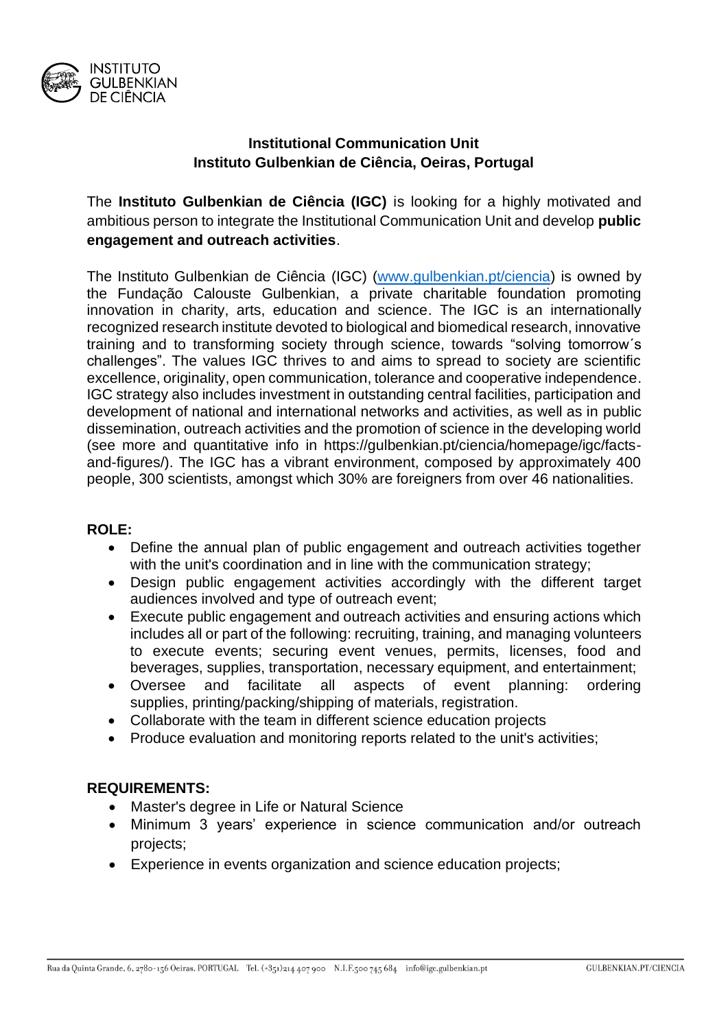**Institutional Communication Unit**
**Instituto Gulbenkian de Ciência, Oeiras, Portugal**

The **Instituto Gulbenkian de Ciência (IGC)** is looking for a highly motivated and ambitious person to integrate the Institutional Communication Unit and develop **public engagement and outreach activities**.

The Instituto Gulbenkian de Ciência (IGC) ([www.gulbenkian.pt/ciencia](www.gulbenkian.pt/ciencia)) is owned by the Fundação Calouste Gulbenkian, a private charitable foundation promoting innovation in charity, arts, education and science. The IGC is an internationally recognized research institute devoted to biological and biomedical research, innovative training and to transforming society through science, towards "solving tomorrow´s challenges". The values IGC thrives to and aims to spread to society are scientific excellence, originality, open communication, tolerance and cooperative independence. IGC strategy also includes investment in outstanding central facilities, participation and development of national and international networks and activities, as well as in public dissemination, outreach activities and the promotion of science in the developing world (see more and quantitative info in https://gulbenkian.pt/ciencia/homepage/igc/facts-and-figures/). The IGC has a vibrant environment, composed by approximately 400 people, 300 scientists, amongst which 30% are foreigners from over 46 nationalities.

**ROLE:**

- Define the annual plan of public engagement and outreach activities together with the unit's coordination and in line with the communication strategy;
- Design public engagement activities accordingly with the different target audiences involved and type of outreach event;
- Execute public engagement and outreach activities and ensuring actions which includes all or part of the following: recruiting, training, and managing volunteers to execute events; securing event venues, permits, licenses, food and beverages, supplies, transportation, necessary equipment, and entertainment;
- Oversee and facilitate all aspects of event planning: ordering supplies, printing/packing/shipping of materials, registration.
- Collaborate with the team in different science education projects
- Produce evaluation and monitoring reports related to the unit's activities;

**REQUIREMENTS:**

- Master's degree in Life or Natural Science
- Minimum 3 years' experience in science communication and/or outreach projects;
- Experience in events organization and science education projects;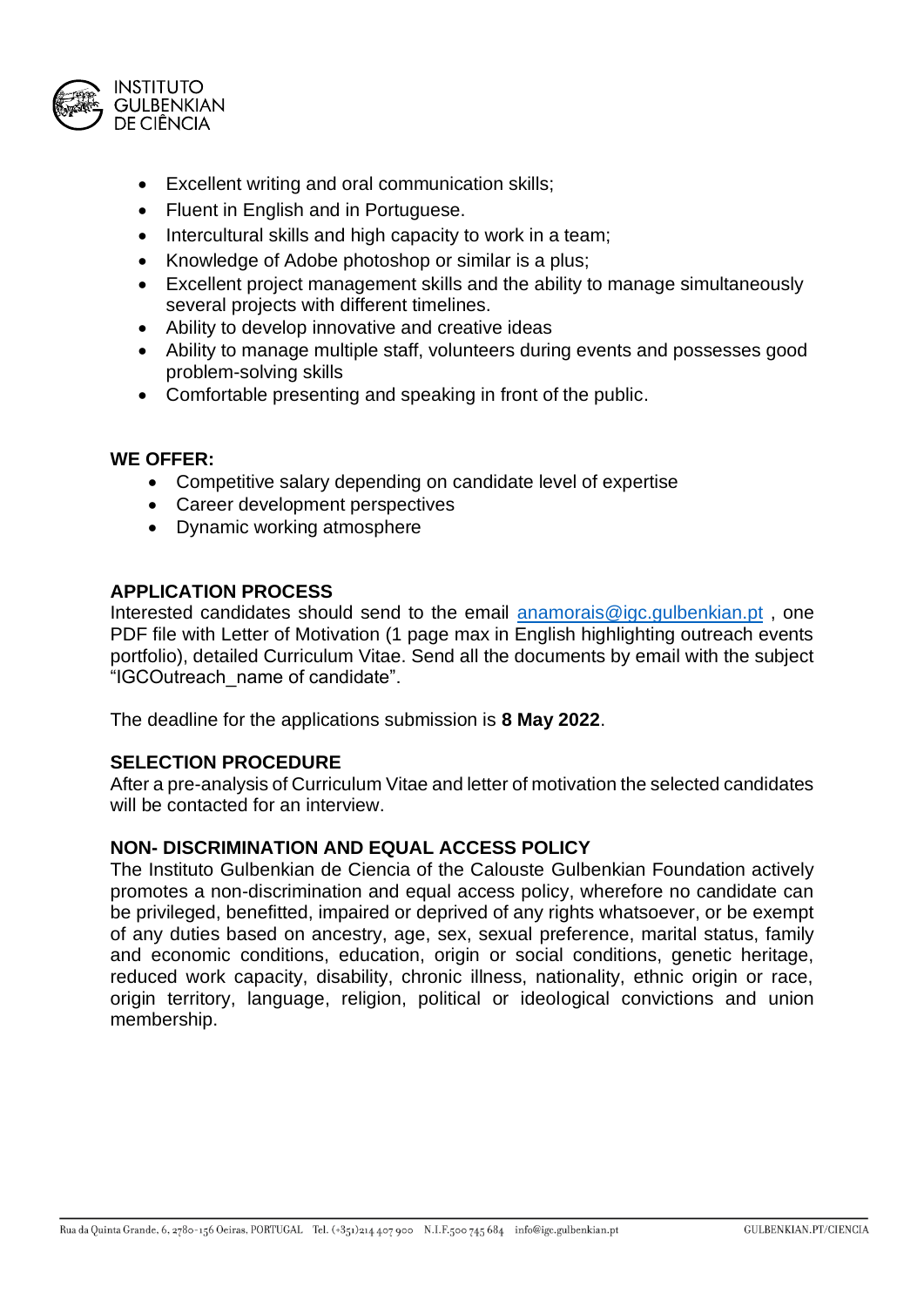- Excellent writing and oral communication skills;
- Fluent in English and in Portuguese.
- Intercultural skills and high capacity to work in a team;
- Knowledge of Adobe photoshop or similar is a plus;
- Excellent project management skills and the ability to manage simultaneously several projects with different timelines.
- Ability to develop innovative and creative ideas
- Ability to manage multiple staff, volunteers during events and possesses good problem-solving skills
- Comfortable presenting and speaking in front of the public.

**WE OFFER:**

- Competitive salary depending on candidate level of expertise
- Career development perspectives
- Dynamic working atmosphere

**APPLICATION PROCESS**

Interested candidates should send to the email anamorais@igc.gulbenkian.pt , one PDF file with Letter of Motivation (1 page max in English highlighting outreach events portfolio), detailed Curriculum Vitae. Send all the documents by email with the subject "IGCOutreach_name of candidate".

The deadline for the applications submission is **8 May 2022**.

**SELECTION PROCEDURE**

After a pre-analysis of Curriculum Vitae and letter of motivation the selected candidates will be contacted for an interview.

**NON- DISCRIMINATION AND EQUAL ACCESS POLICY**

The Instituto Gulbenkian de Ciencia of the Calouste Gulbenkian Foundation actively promotes a non-discrimination and equal access policy, wherefore no candidate can be privileged, benefitted, impaired or deprived of any rights whatsoever, or be exempt of any duties based on ancestry, age, sex, sexual preference, marital status, family and economic conditions, education, origin or social conditions, genetic heritage, reduced work capacity, disability, chronic illness, nationality, ethnic origin or race, origin territory, language, religion, political or ideological convictions and union membership.